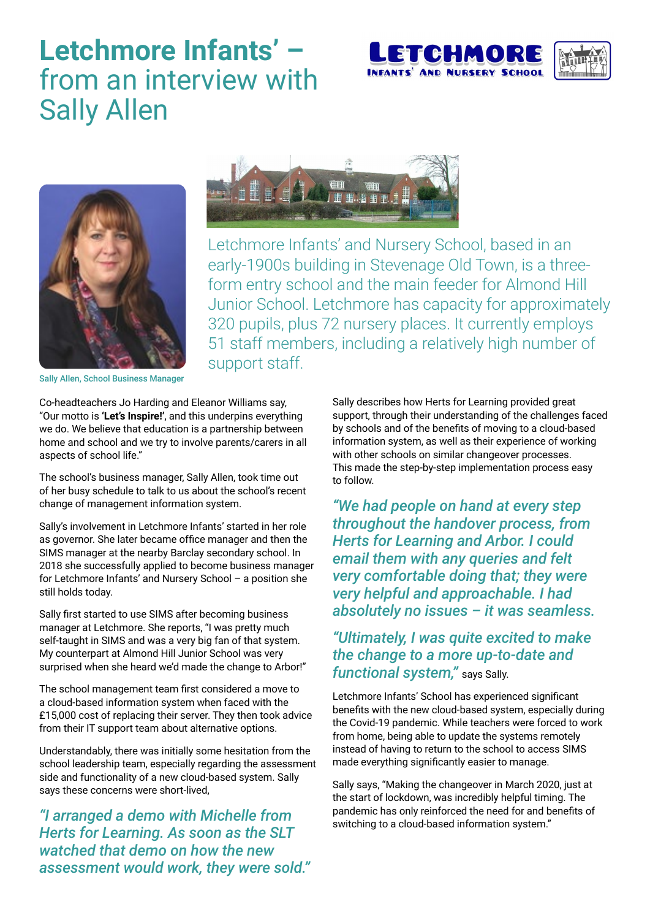# **Letchmore Infants' –** from an interview with Sally Allen

Sally Allen, School Business Manager

Letchmore Infants' and Nursery School, based in an early-1900s building in Stevenage Old Town, is a three-form entry school and the main feeder for Almond Hill Junior School. Letchmore has capacity for approximately 320 pupils, plus 72 nursery places. It currently employs 51 staff members, including a relatively high number of support staff.

Co-headteachers Jo Harding and Eleanor Williams say, "Our motto is **'Let's Inspire!'**, and this underpins everything we do. We believe that education is a partnership between home and school and we try to involve parents/carers in all aspects of school life."

The school's business manager, Sally Allen, took time out of her busy schedule to talk to us about the school's recent change of management information system.

Sally's involvement in Letchmore Infants' started in her role as governor. She later became office manager and then the SIMS manager at the nearby Barclay secondary school. In 2018 she successfully applied to become business manager for Letchmore Infants' and Nursery School – a position she still holds today.

Sally first started to use SIMS after becoming business manager at Letchmore. She reports, "I was pretty much self-taught in SIMS and was a very big fan of that system. My counterpart at Almond Hill Junior School was very surprised when she heard we'd made the change to Arbor!"

The school management team first considered a move to a cloud-based information system when faced with the £15,000 cost of replacing their server. They then took advice from their IT support team about alternative options.

Understandably, there was initially some hesitation from the school leadership team, especially regarding the assessment side and functionality of a new cloud-based system. Sally says these concerns were short-lived,

*"I arranged a demo with Michelle from Herts for Learning. As soon as the SLT watched that demo on how the new assessment would work, they were sold."*

Sally describes how Herts for Learning provided great support, through their understanding of the challenges faced by schools and of the benefits of moving to a cloud-based information system, as well as their experience of working with other schools on similar changeover processes. This made the step-by-step implementation process easy to follow.

*"We had people on hand at every step throughout the handover process, from Herts for Learning and Arbor. I could email them with any queries and felt very comfortable doing that; they were very helpful and approachable. I had absolutely no issues – it was seamless.*

*"Ultimately, I was quite excited to make the change to a more up-to-date and functional system,"* says Sally.

Letchmore Infants' School has experienced significant benefits with the new cloud-based system, especially during the Covid-19 pandemic. While teachers were forced to work from home, being able to update the systems remotely instead of having to return to the school to access SIMS made everything significantly easier to manage.

Sally says, "Making the changeover in March 2020, just at the start of lockdown, was incredibly helpful timing. The pandemic has only reinforced the need for and benefits of switching to a cloud-based information system."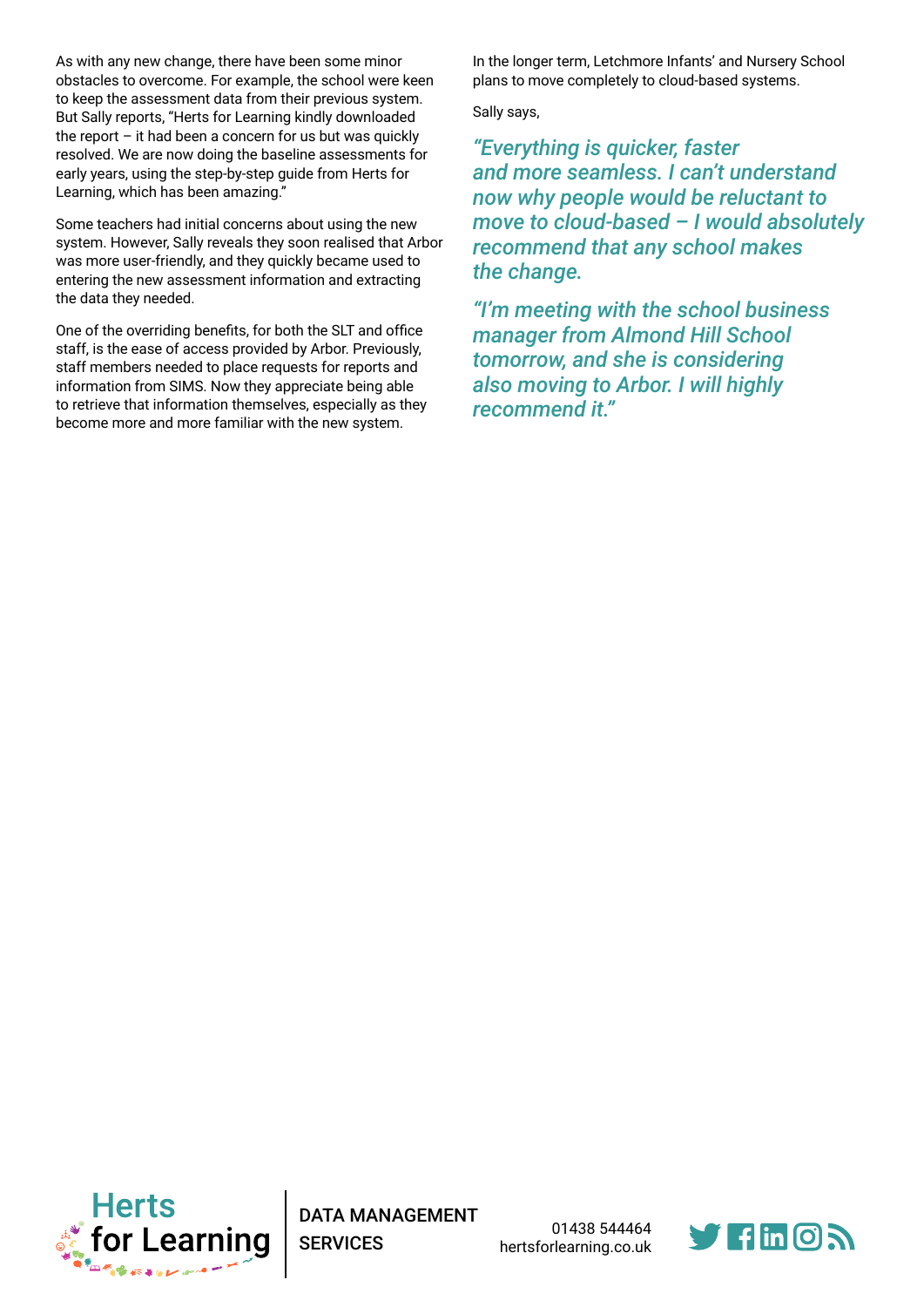As with any new change, there have been some minor obstacles to overcome. For example, the school were keen to keep the assessment data from their previous system. But Sally reports, "Herts for Learning kindly downloaded the report – it had been a concern for us but was quickly resolved. We are now doing the baseline assessments for early years, using the step-by-step guide from Herts for Learning, which has been amazing."

Some teachers had initial concerns about using the new system. However, Sally reveals they soon realised that Arbor was more user-friendly, and they quickly became used to entering the new assessment information and extracting the data they needed.

One of the overriding benefits, for both the SLT and office staff, is the ease of access provided by Arbor. Previously, staff members needed to place requests for reports and information from SIMS. Now they appreciate being able to retrieve that information themselves, especially as they become more and more familiar with the new system.

In the longer term, Letchmore Infants' and Nursery School plans to move completely to cloud-based systems.

Sally says,

*"Everything is quicker, faster and more seamless. I can't understand now why people would be reluctant to move to cloud-based – I would absolutely recommend that any school makes the change.*

*"I'm meeting with the school business manager from Almond Hill School tomorrow, and she is considering also moving to Arbor. I will highly recommend it."*

Herts for Learning

DATA MANAGEMENT SERVICES

01438 544464
hertsforlearning.co.uk